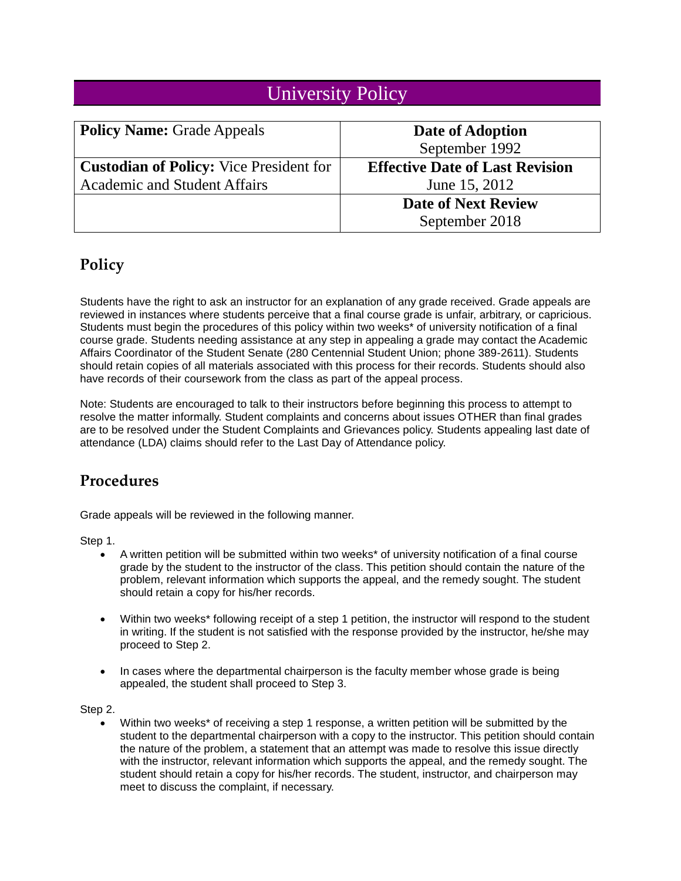# University Policy

| **Policy Name:** Grade Appeals | **Date of Adoption** September 1992 |
|---|---|
| **Custodian of Policy:** Vice President for Academic and Student Affairs | **Effective Date of Last Revision** June 15, 2012 |
| | **Date of Next Review** September 2018 |

## Policy

Students have the right to ask an instructor for an explanation of any grade received. Grade appeals are reviewed in instances where students perceive that a final course grade is unfair, arbitrary, or capricious. Students must begin the procedures of this policy within two weeks* of university notification of a final course grade. Students needing assistance at any step in appealing a grade may contact the Academic Affairs Coordinator of the Student Senate (280 Centennial Student Union; phone 389-2611). Students should retain copies of all materials associated with this process for their records. Students should also have records of their coursework from the class as part of the appeal process.

Note: Students are encouraged to talk to their instructors before beginning this process to attempt to resolve the matter informally. Student complaints and concerns about issues OTHER than final grades are to be resolved under the Student Complaints and Grievances policy. Students appealing last date of attendance (LDA) claims should refer to the Last Day of Attendance policy.

## Procedures

Grade appeals will be reviewed in the following manner.

Step 1.

- A written petition will be submitted within two weeks* of university notification of a final course grade by the student to the instructor of the class. This petition should contain the nature of the problem, relevant information which supports the appeal, and the remedy sought. The student should retain a copy for his/her records.

- Within two weeks* following receipt of a step 1 petition, the instructor will respond to the student in writing. If the student is not satisfied with the response provided by the instructor, he/she may proceed to Step 2.

- In cases where the departmental chairperson is the faculty member whose grade is being appealed, the student shall proceed to Step 3.

Step 2.

- Within two weeks* of receiving a step 1 response, a written petition will be submitted by the student to the departmental chairperson with a copy to the instructor. This petition should contain the nature of the problem, a statement that an attempt was made to resolve this issue directly with the instructor, relevant information which supports the appeal, and the remedy sought. The student should retain a copy for his/her records. The student, instructor, and chairperson may meet to discuss the complaint, if necessary.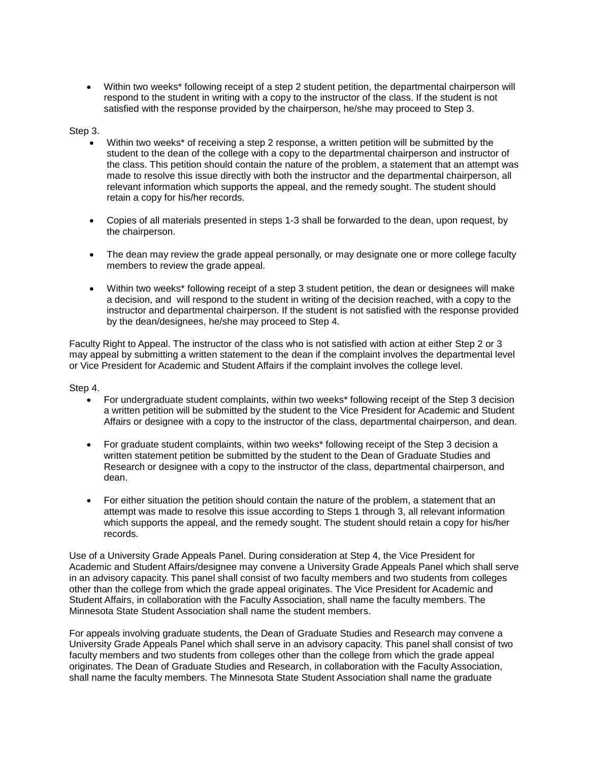- Within two weeks* following receipt of a step 2 student petition, the departmental chairperson will respond to the student in writing with a copy to the instructor of the class. If the student is not satisfied with the response provided by the chairperson, he/she may proceed to Step 3.

Step 3.

- Within two weeks* of receiving a step 2 response, a written petition will be submitted by the student to the dean of the college with a copy to the departmental chairperson and instructor of the class. This petition should contain the nature of the problem, a statement that an attempt was made to resolve this issue directly with both the instructor and the departmental chairperson, all relevant information which supports the appeal, and the remedy sought. The student should retain a copy for his/her records.

- Copies of all materials presented in steps 1-3 shall be forwarded to the dean, upon request, by the chairperson.

- The dean may review the grade appeal personally, or may designate one or more college faculty members to review the grade appeal.

- Within two weeks* following receipt of a step 3 student petition, the dean or designees will make a decision, and will respond to the student in writing of the decision reached, with a copy to the instructor and departmental chairperson. If the student is not satisfied with the response provided by the dean/designees, he/she may proceed to Step 4.

Faculty Right to Appeal. The instructor of the class who is not satisfied with action at either Step 2 or 3 may appeal by submitting a written statement to the dean if the complaint involves the departmental level or Vice President for Academic and Student Affairs if the complaint involves the college level.

Step 4.

- For undergraduate student complaints, within two weeks* following receipt of the Step 3 decision a written petition will be submitted by the student to the Vice President for Academic and Student Affairs or designee with a copy to the instructor of the class, departmental chairperson, and dean.

- For graduate student complaints, within two weeks* following receipt of the Step 3 decision a written statement petition be submitted by the student to the Dean of Graduate Studies and Research or designee with a copy to the instructor of the class, departmental chairperson, and dean.

- For either situation the petition should contain the nature of the problem, a statement that an attempt was made to resolve this issue according to Steps 1 through 3, all relevant information which supports the appeal, and the remedy sought. The student should retain a copy for his/her records.

Use of a University Grade Appeals Panel. During consideration at Step 4, the Vice President for Academic and Student Affairs/designee may convene a University Grade Appeals Panel which shall serve in an advisory capacity. This panel shall consist of two faculty members and two students from colleges other than the college from which the grade appeal originates. The Vice President for Academic and Student Affairs, in collaboration with the Faculty Association, shall name the faculty members. The Minnesota State Student Association shall name the student members.

For appeals involving graduate students, the Dean of Graduate Studies and Research may convene a University Grade Appeals Panel which shall serve in an advisory capacity. This panel shall consist of two faculty members and two students from colleges other than the college from which the grade appeal originates. The Dean of Graduate Studies and Research, in collaboration with the Faculty Association, shall name the faculty members. The Minnesota State Student Association shall name the graduate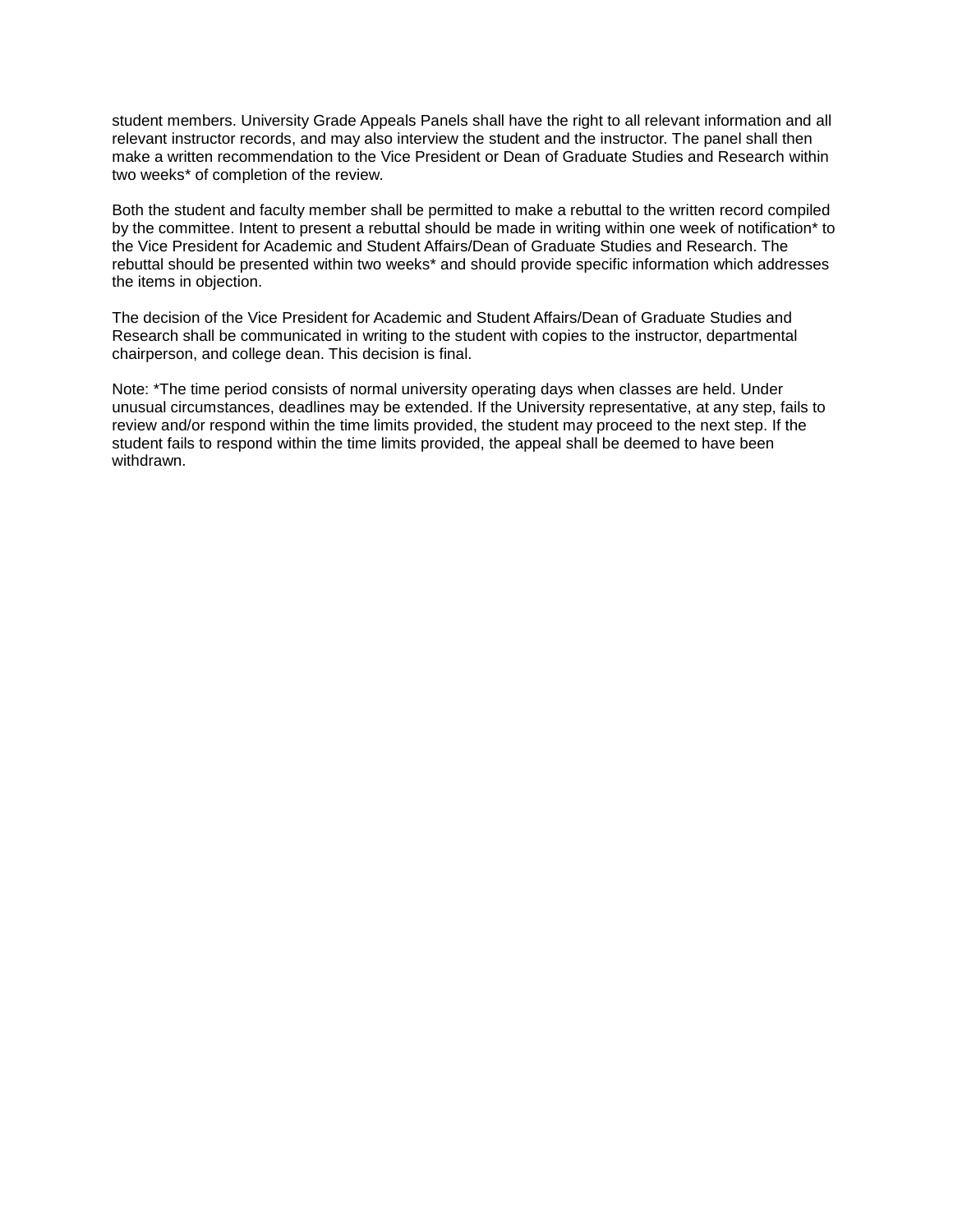student members. University Grade Appeals Panels shall have the right to all relevant information and all relevant instructor records, and may also interview the student and the instructor. The panel shall then make a written recommendation to the Vice President or Dean of Graduate Studies and Research within two weeks* of completion of the review.

Both the student and faculty member shall be permitted to make a rebuttal to the written record compiled by the committee. Intent to present a rebuttal should be made in writing within one week of notification* to the Vice President for Academic and Student Affairs/Dean of Graduate Studies and Research. The rebuttal should be presented within two weeks* and should provide specific information which addresses the items in objection.

The decision of the Vice President for Academic and Student Affairs/Dean of Graduate Studies and Research shall be communicated in writing to the student with copies to the instructor, departmental chairperson, and college dean. This decision is final.

Note: *The time period consists of normal university operating days when classes are held. Under unusual circumstances, deadlines may be extended. If the University representative, at any step, fails to review and/or respond within the time limits provided, the student may proceed to the next step. If the student fails to respond within the time limits provided, the appeal shall be deemed to have been withdrawn.